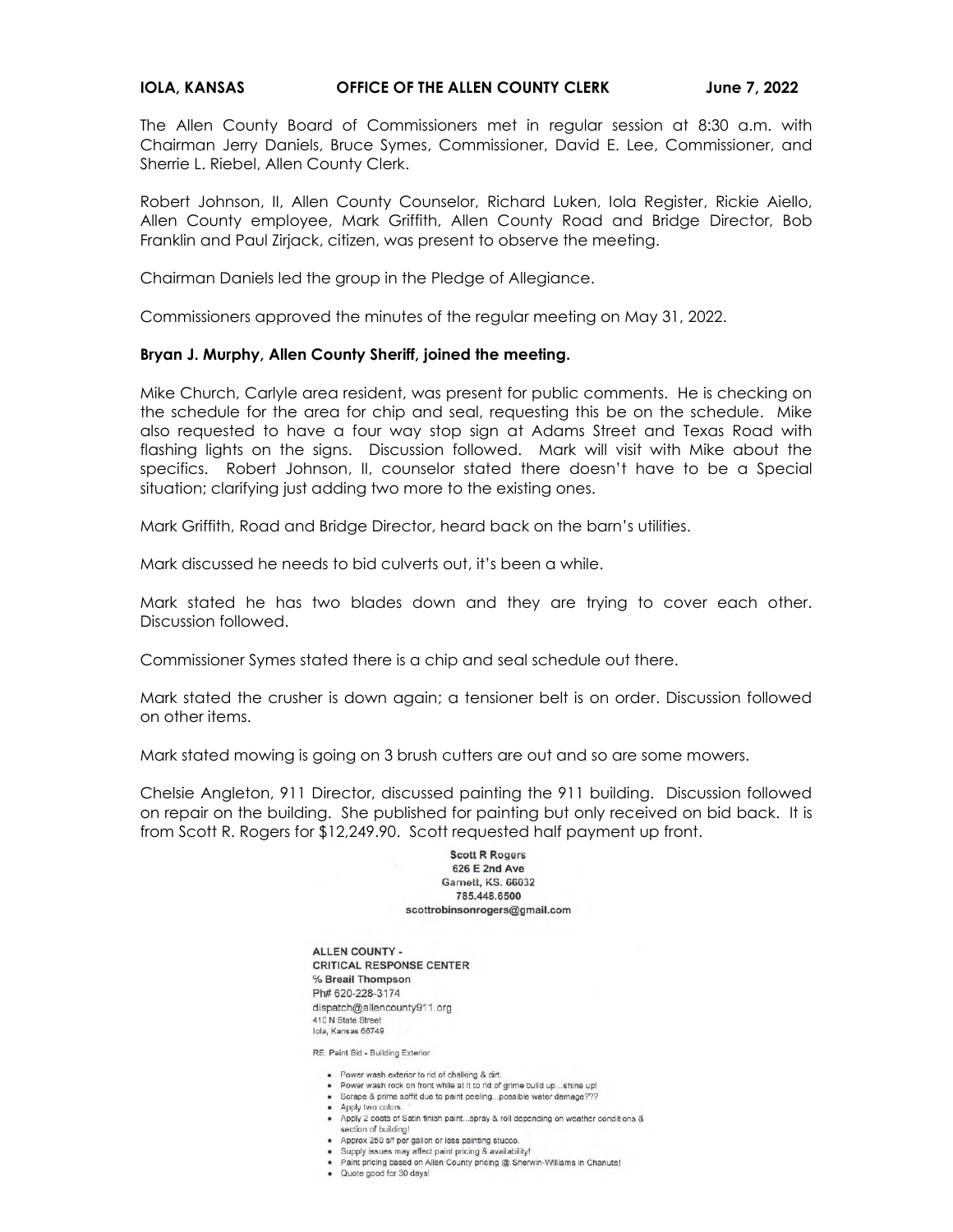**IOLA, KANSAS OFFICE OF THE ALLEN COUNTY CLERK June 7, 2022**

The Allen County Board of Commissioners met in regular session at 8:30 a.m. with Chairman Jerry Daniels, Bruce Symes, Commissioner, David E. Lee, Commissioner, and Sherrie L. Riebel, Allen County Clerk.

Robert Johnson, II, Allen County Counselor, Richard Luken, Iola Register, Rickie Aiello, Allen County employee, Mark Griffith, Allen County Road and Bridge Director, Bob Franklin and Paul Zirjack, citizen, was present to observe the meeting.

Chairman Daniels led the group in the Pledge of Allegiance.

Commissioners approved the minutes of the regular meeting on May 31, 2022.

**Bryan J. Murphy, Allen County Sheriff, joined the meeting.**

Mike Church, Carlyle area resident, was present for public comments. He is checking on the schedule for the area for chip and seal, requesting this be on the schedule. Mike also requested to have a four way stop sign at Adams Street and Texas Road with flashing lights on the signs. Discussion followed. Mark will visit with Mike about the specifics. Robert Johnson, II, counselor stated there doesn't have to be a Special situation; clarifying just adding two more to the existing ones.

Mark Griffith, Road and Bridge Director, heard back on the barn's utilities.

Mark discussed he needs to bid culverts out, it's been a while.

Mark stated he has two blades down and they are trying to cover each other. Discussion followed.

Commissioner Symes stated there is a chip and seal schedule out there.

Mark stated the crusher is down again; a tensioner belt is on order. Discussion followed on other items.

Mark stated mowing is going on 3 brush cutters are out and so are some mowers.

Chelsie Angleton, 911 Director, discussed painting the 911 building. Discussion followed on repair on the building. She published for painting but only received on bid back. It is from Scott R. Rogers for $12,249.90. Scott requested half payment up front.

Scott R Rogers
626 E 2nd Ave
Garnett, KS. 66032
785.448.6500
scottrobinsonrogers@gmail.com

ALLEN COUNTY -
CRITICAL RESPONSE CENTER
% Breail Thompson
Ph# 620-228-3174
dispatch@allencounty911.org
410 N State Street
Iola, Kansas 66749

RE: Paint Bid - Building Exterior

- Power wash exterior to rid of chalking & dirt.
- Power wash rock on front while at it to rid of grime build up...shine up!
- Scrape & prime soffit due to paint peeling...possible water damage???
- Apply two colors.
- Apply 2 coats of Satin finish paint...spray & roll depending on weather conditions & section of building!
- Approx 250 s/f per gallon or less painting stucco.
- Supply issues may affect paint pricing & availability!
- Paint pricing based on Allen County pricing @ Sherwin-Williams in Chanute!
- Quote good for 30 days!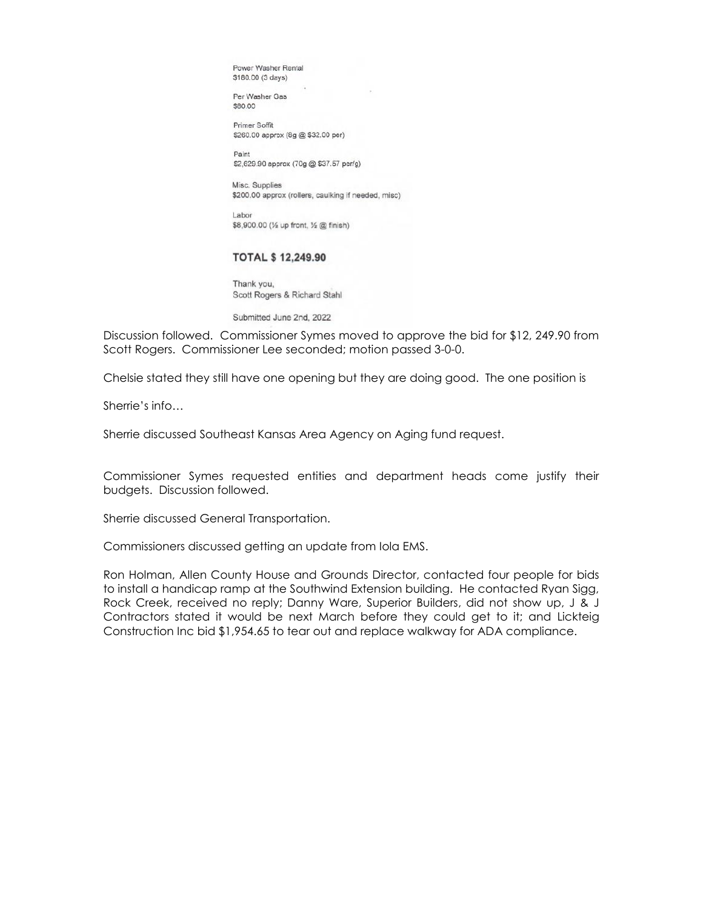Power Washer Rental
$180.00 (3 days)

Per Washer Gas
$80.00

Primer Soffit
$260.00 approx (8g @ $32.00 per)

Paint
$2,629.90 approx (70g @ $37.57 per/g)

Misc. Supplies
$200.00 approx (rollers, caulking if needed, misc)

Labor
$8,900.00 (½ up front, ½ @ finish)

**TOTAL $ 12,249.90**

Thank you,
Scott Rogers & Richard Stahl

Submitted June 2nd, 2022

Discussion followed. Commissioner Symes moved to approve the bid for $12, 249.90 from Scott Rogers. Commissioner Lee seconded; motion passed 3-0-0.

Chelsie stated they still have one opening but they are doing good. The one position is

Sherrie's info…

Sherrie discussed Southeast Kansas Area Agency on Aging fund request.

Commissioner Symes requested entities and department heads come justify their budgets. Discussion followed.

Sherrie discussed General Transportation.

Commissioners discussed getting an update from Iola EMS.

Ron Holman, Allen County House and Grounds Director, contacted four people for bids to install a handicap ramp at the Southwind Extension building. He contacted Ryan Sigg, Rock Creek, received no reply; Danny Ware, Superior Builders, did not show up, J & J Contractors stated it would be next March before they could get to it; and Lickteig Construction Inc bid $1,954.65 to tear out and replace walkway for ADA compliance.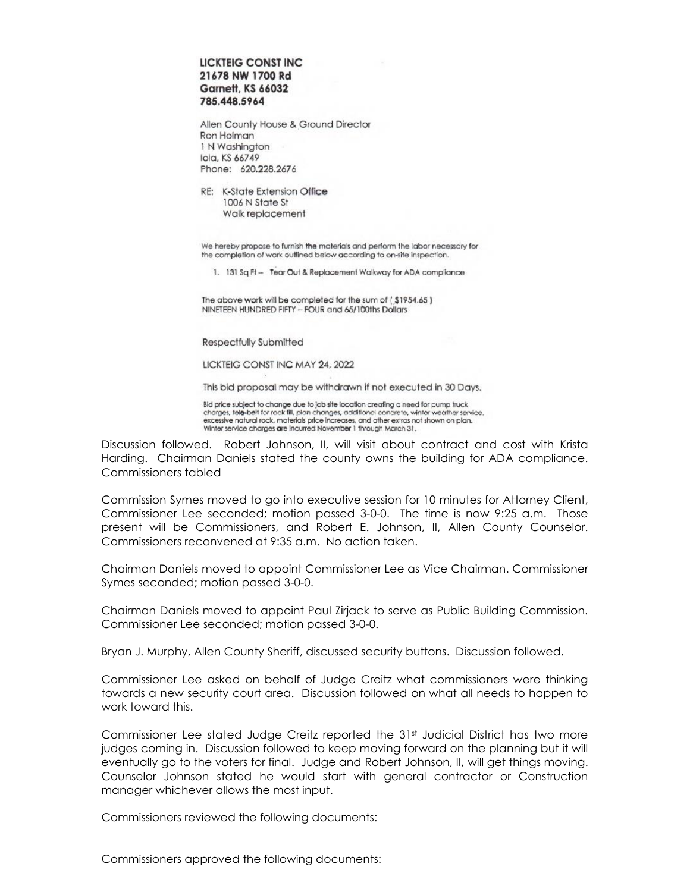**LICKTEIG CONST INC**
**21678 NW 1700 Rd**
**Garnett, KS 66032**
**785.448.5964**

Allen County House & Ground Director
Ron Holman
1 N Washington
Iola, KS 66749
Phone: 620.228.2676

RE: K-State Extension Office
1006 N State St
Walk replacement

We hereby propose to furnish the materials and perform the labor necessary for the completion of work outlined below according to on-site inspection.

1. 131 Sq Ft – Tear Out & Replacement Walkway for ADA compliance

The above work will be completed for the sum of ( $1954.65 )
NINETEEN HUNDRED FIFTY – FOUR and 65/100ths Dollars

Respectfully Submitted

LICKTEIG CONST INC MAY 24, 2022

This bid proposal may be withdrawn if not executed in 30 Days.

Bid price subject to change due to job site location creating a need for pump truck charges, tele-belt for rock fill, plan changes, additional concrete, winter weather service, excessive natural rock, materials price increases, and other extras not shown on plan. Winter service charges are incurred November 1 through March 31.

Discussion followed. Robert Johnson, II, will visit about contract and cost with Krista Harding. Chairman Daniels stated the county owns the building for ADA compliance. Commissioners tabled

Commission Symes moved to go into executive session for 10 minutes for Attorney Client, Commissioner Lee seconded; motion passed 3-0-0. The time is now 9:25 a.m. Those present will be Commissioners, and Robert E. Johnson, II, Allen County Counselor. Commissioners reconvened at 9:35 a.m. No action taken.

Chairman Daniels moved to appoint Commissioner Lee as Vice Chairman. Commissioner Symes seconded; motion passed 3-0-0.

Chairman Daniels moved to appoint Paul Zirjack to serve as Public Building Commission. Commissioner Lee seconded; motion passed 3-0-0.

Bryan J. Murphy, Allen County Sheriff, discussed security buttons. Discussion followed.

Commissioner Lee asked on behalf of Judge Creitz what commissioners were thinking towards a new security court area. Discussion followed on what all needs to happen to work toward this.

Commissioner Lee stated Judge Creitz reported the 31st Judicial District has two more judges coming in. Discussion followed to keep moving forward on the planning but it will eventually go to the voters for final. Judge and Robert Johnson, II, will get things moving. Counselor Johnson stated he would start with general contractor or Construction manager whichever allows the most input.

Commissioners reviewed the following documents:

Commissioners approved the following documents: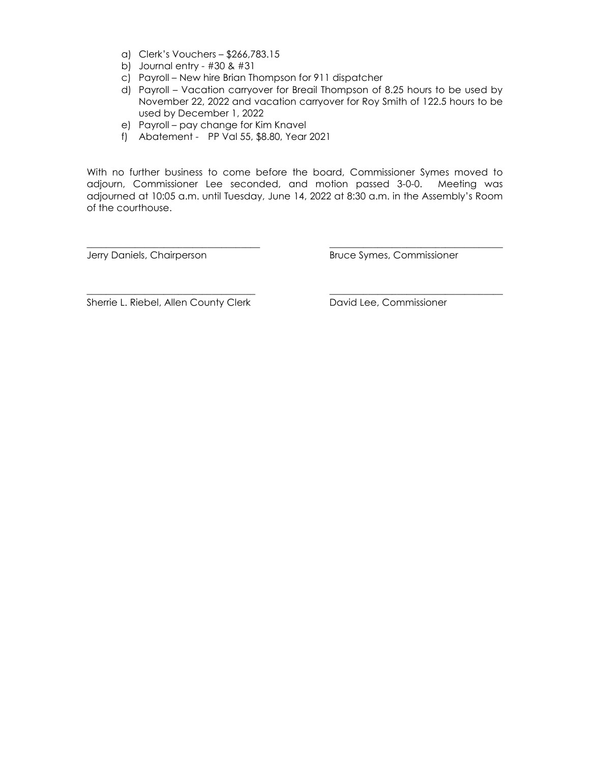a) Clerk's Vouchers – $266,783.15
b) Journal entry - #30 & #31
c) Payroll – New hire Brian Thompson for 911 dispatcher
d) Payroll – Vacation carryover for Breail Thompson of 8.25 hours to be used by November 22, 2022 and vacation carryover for Roy Smith of 122.5 hours to be used by December 1, 2022
e) Payroll – pay change for Kim Knavel
f) Abatement - PP Val 55, $8.80, Year 2021

With no further business to come before the board, Commissioner Symes moved to adjourn, Commissioner Lee seconded, and motion passed 3-0-0. Meeting was adjourned at 10:05 a.m. until Tuesday, June 14, 2022 at 8:30 a.m. in the Assembly's Room of the courthouse.

| | |
|---|---|
| ___________________________________ | ___________________________________ |
| Jerry Daniels, Chairperson | Bruce Symes, Commissioner |
| ___________________________________ | ___________________________________ |
| Sherrie L. Riebel, Allen County Clerk | David Lee, Commissioner |